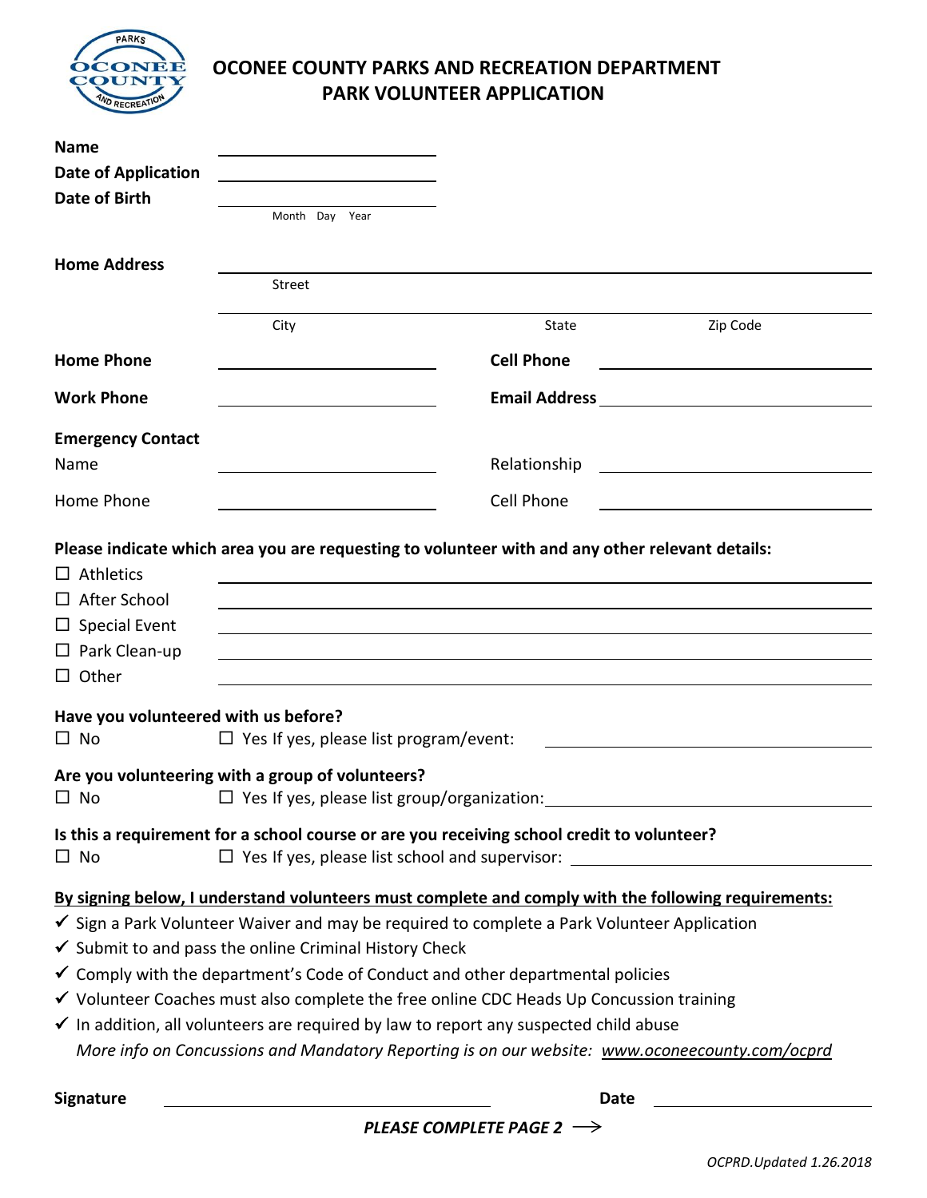# OCONEE COUNTY PARKS AND RECREATION DEPARTMENT
## PARK VOLUNTEER APPLICATION

**Name** ______________________

**Date of Application** ______________________

**Date of Birth** ______________________
Month Day Year

**Home Address** ______________________________________________
Street

______________________________________________
City State Zip Code

**Home Phone** ______________________ **Cell Phone** ______________________

**Work Phone** ______________________ **Email Address** ______________________

**Emergency Contact**

Name ______________________ Relationship ______________________

Home Phone ______________________ Cell Phone ______________________

**Please indicate which area you are requesting to volunteer with and any other relevant details:**

☐ Athletics ______________________________________________

☐ After School ______________________________________________

☐ Special Event ______________________________________________

☐ Park Clean-up ______________________________________________

☐ Other ______________________________________________

**Have you volunteered with us before?**

☐ No ☐ Yes If yes, please list program/event: ______________________

**Are you volunteering with a group of volunteers?**

☐ No ☐ Yes If yes, please list group/organization: ______________________

**Is this a requirement for a school course or are you receiving school credit to volunteer?**

☐ No ☐ Yes If yes, please list school and supervisor: ______________________

**By signing below, I understand volunteers must complete and comply with the following requirements:**

- ✔ Sign a Park Volunteer Waiver and may be required to complete a Park Volunteer Application
- ✔ Submit to and pass the online Criminal History Check
- ✔ Comply with the department's Code of Conduct and other departmental policies
- ✔ Volunteer Coaches must also complete the free online CDC Heads Up Concussion training
- ✔ In addition, all volunteers are required by law to report any suspected child abuse

*More info on Concussions and Mandatory Reporting is on our website: www.oconeecounty.com/ocprd*

**Signature** ______________________ **Date** ______________________

***PLEASE COMPLETE PAGE 2*** ⟶

*OCPRD.Updated 1.26.2018*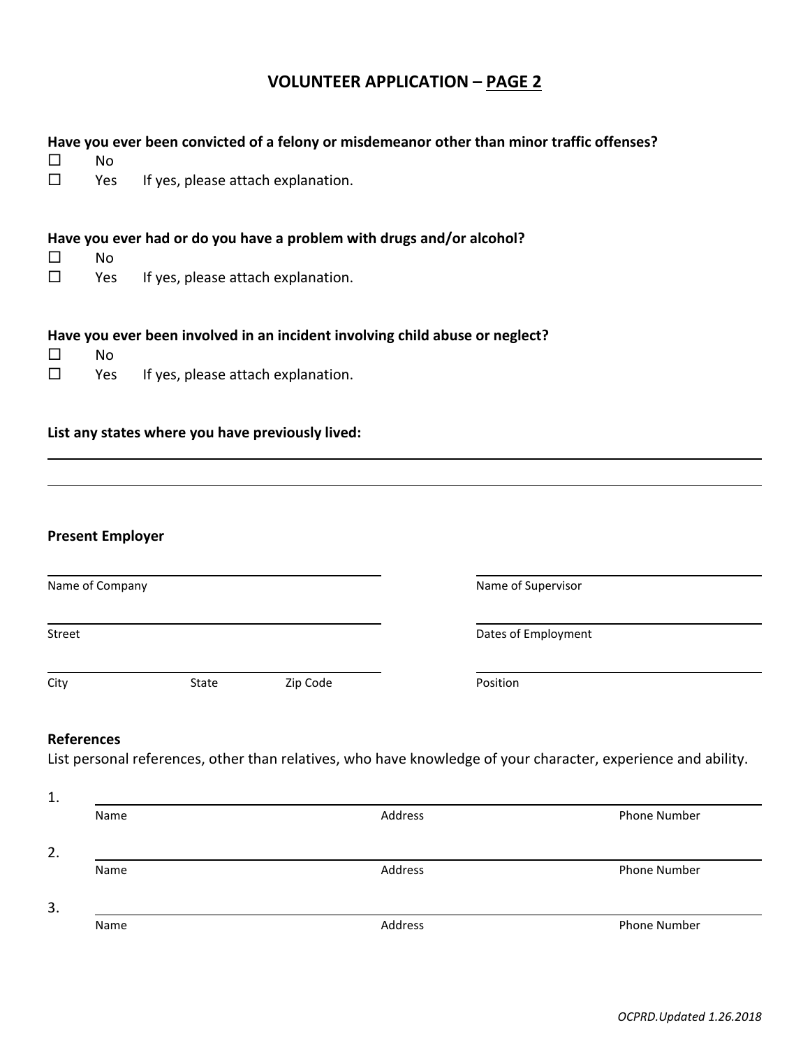# VOLUNTEER APPLICATION – PAGE 2

**Have you ever been convicted of a felony or misdemeanor other than minor traffic offenses?**

☐ No
☐ Yes  If yes, please attach explanation.

**Have you ever had or do you have a problem with drugs and/or alcohol?**

☐ No
☐ Yes  If yes, please attach explanation.

**Have you ever been involved in an incident involving child abuse or neglect?**

☐ No
☐ Yes  If yes, please attach explanation.

**List any states where you have previously lived:**

______________________________________________________________________

______________________________________________________________________

**Present Employer**

______________________________  ______________________________
Name of Company  Name of Supervisor

______________________________  ______________________________
Street  Dates of Employment

______________________________  ______________________________
City  State  Zip Code  Position

**References**

List personal references, other than relatives, who have knowledge of your character, experience and ability.

1. ______________________________________________________________
   Name  Address  Phone Number

2. ______________________________________________________________
   Name  Address  Phone Number

3. ______________________________________________________________
   Name  Address  Phone Number

*OCPRD.Updated 1.26.2018*